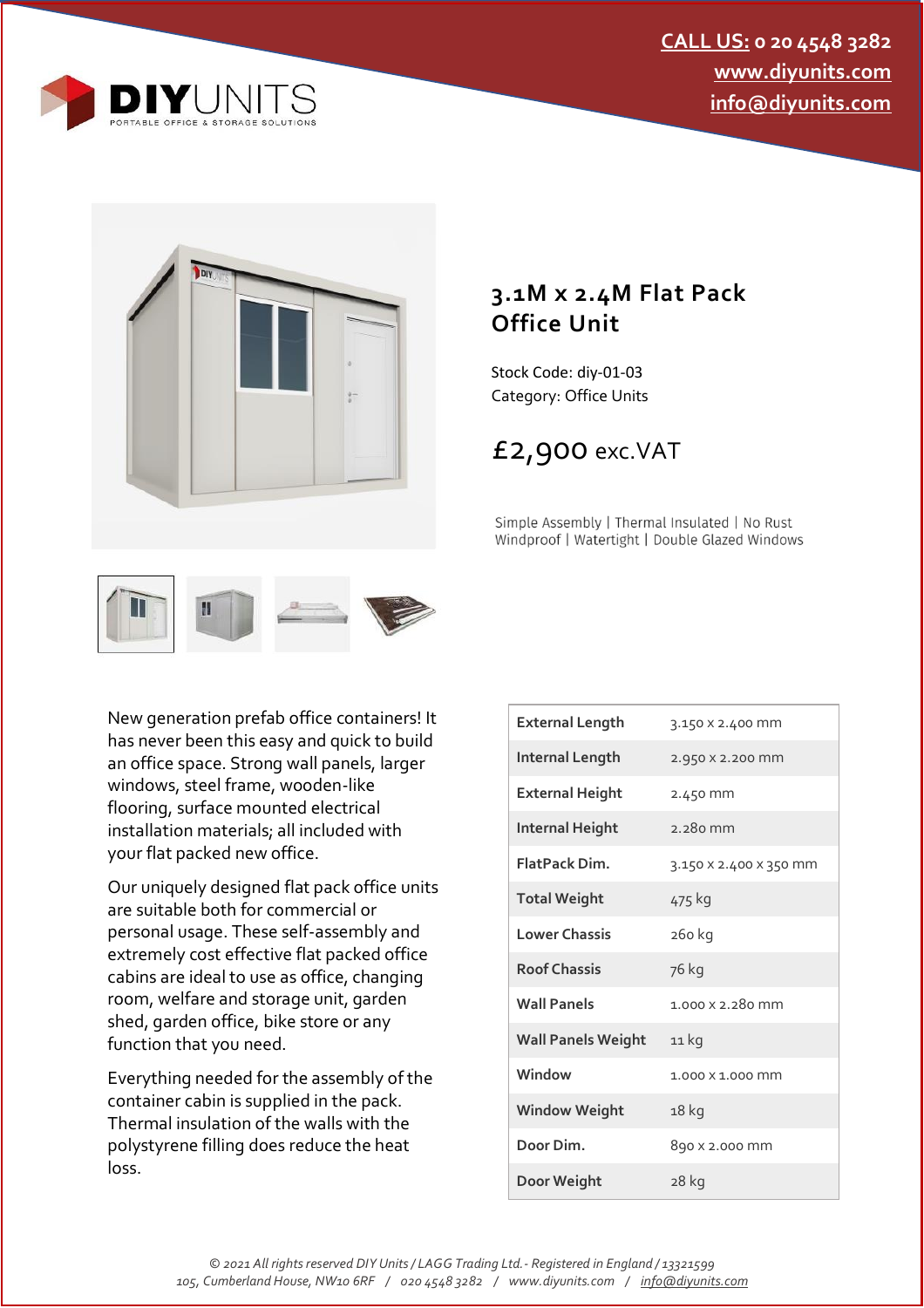CALL US: 0 20 4548 3282
www.diyunits.com
info@diyunits.com

DIYUNITS
PORTABLE OFFICE & STORAGE SOLUTIONS

# 3.1M x 2.4M Flat Pack Office Unit

Stock Code: diy-01-03
Category: Office Units

£2,900 exc.VAT

Simple Assembly | Thermal Insulated | No Rust
Windproof | Watertight | Double Glazed Windows

New generation prefab office containers! It has never been this easy and quick to build an office space. Strong wall panels, larger windows, steel frame, wooden-like flooring, surface mounted electrical installation materials; all included with your flat packed new office.

Our uniquely designed flat pack office units are suitable both for commercial or personal usage. These self-assembly and extremely cost effective flat packed office cabins are ideal to use as office, changing room, welfare and storage unit, garden shed, garden office, bike store or any function that you need.

Everything needed for the assembly of the container cabin is supplied in the pack. Thermal insulation of the walls with the polystyrene filling does reduce the heat loss.

| | |
|---|---|
| **External Length** | 3.150 x 2.400 mm |
| **Internal Length** | 2.950 x 2.200 mm |
| **External Height** | 2.450 mm |
| **Internal Height** | 2.280 mm |
| **FlatPack Dim.** | 3.150 x 2.400 x 350 mm |
| **Total Weight** | 475 kg |
| **Lower Chassis** | 260 kg |
| **Roof Chassis** | 76 kg |
| **Wall Panels** | 1.000 x 2.280 mm |
| **Wall Panels Weight** | 11 kg |
| **Window** | 1.000 x 1.000 mm |
| **Window Weight** | 18 kg |
| **Door Dim.** | 890 x 2.000 mm |
| **Door Weight** | 28 kg |

*© 2021 All rights reserved DIY Units / LAGG Trading Ltd.- Registered in England / 13321599*
*105, Cumberland House, NW10 6RF / 020 4548 3282 / www.diyunits.com / info@diyunits.com*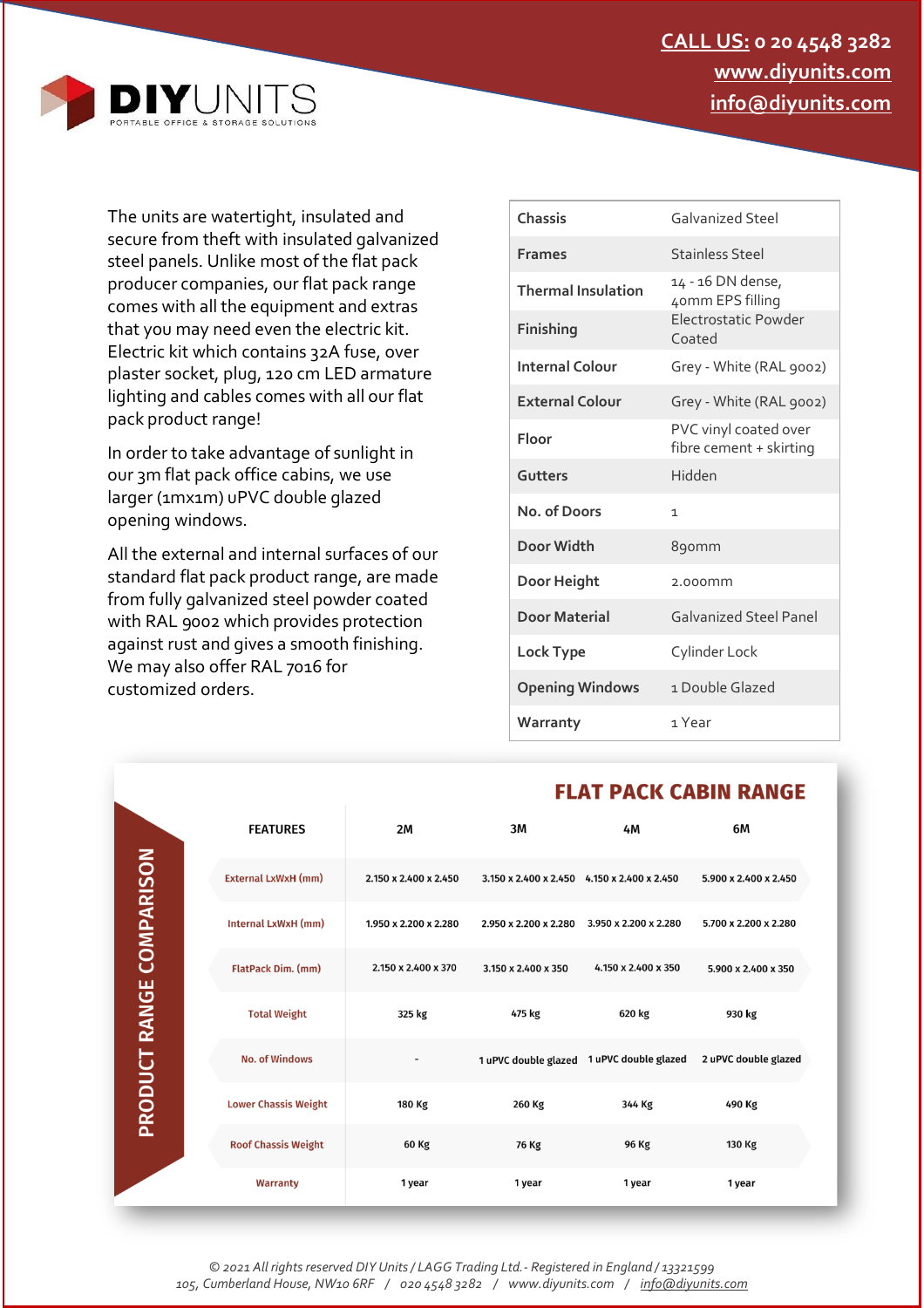CALL US: 0 20 4548 3282
www.diyunits.com
info@diyunits.com

The units are watertight, insulated and secure from theft with insulated galvanized steel panels. Unlike most of the flat pack producer companies, our flat pack range comes with all the equipment and extras that you may need even the electric kit. Electric kit which contains 32A fuse, over plaster socket, plug, 120 cm LED armature lighting and cables comes with all our flat pack product range!

In order to take advantage of sunlight in our 3m flat pack office cabins, we use larger (1mx1m) uPVC double glazed opening windows.

All the external and internal surfaces of our standard flat pack product range, are made from fully galvanized steel powder coated with RAL 9002 which provides protection against rust and gives a smooth finishing. We may also offer RAL 7016 for customized orders.

| | |
|---|---|
| **Chassis** | Galvanized Steel |
| **Frames** | Stainless Steel |
| **Thermal Insulation** | 14 - 16 DN dense, 40mm EPS filling |
| **Finishing** | Electrostatic Powder Coated |
| **Internal Colour** | Grey - White (RAL 9002) |
| **External Colour** | Grey - White (RAL 9002) |
| **Floor** | PVC vinyl coated over fibre cement + skirting |
| **Gutters** | Hidden |
| **No. of Doors** | 1 |
| **Door Width** | 890mm |
| **Door Height** | 2.000mm |
| **Door Material** | Galvanized Steel Panel |
| **Lock Type** | Cylinder Lock |
| **Opening Windows** | 1 Double Glazed |
| **Warranty** | 1 Year |

## FLAT PACK CABIN RANGE

### PRODUCT RANGE COMPARISON

| FEATURES | 2M | 3M | 4M | 6M |
|---|---|---|---|---|
| External LxWxH (mm) | 2.150 x 2.400 x 2.450 | 3.150 x 2.400 x 2.450 | 4.150 x 2.400 x 2.450 | 5.900 x 2.400 x 2.450 |
| Internal LxWxH (mm) | 1.950 x 2.200 x 2.280 | 2.950 x 2.200 x 2.280 | 3.950 x 2.200 x 2.280 | 5.700 x 2.200 x 2.280 |
| FlatPack Dim. (mm) | 2.150 x 2.400 x 370 | 3.150 x 2.400 x 350 | 4.150 x 2.400 x 350 | 5.900 x 2.400 x 350 |
| Total Weight | 325 kg | 475 kg | 620 kg | 930 kg |
| No. of Windows | - | 1 uPVC double glazed | 1 uPVC double glazed | 2 uPVC double glazed |
| Lower Chassis Weight | 180 Kg | 260 Kg | 344 Kg | 490 Kg |
| Roof Chassis Weight | 60 Kg | 76 Kg | 96 Kg | 130 Kg |
| Warranty | 1 year | 1 year | 1 year | 1 year |

*© 2021 All rights reserved DIY Units / LAGG Trading Ltd.- Registered in England / 13321599*
*105, Cumberland House, NW10 6RF / 020 4548 3282 / www.diyunits.com / info@diyunits.com*